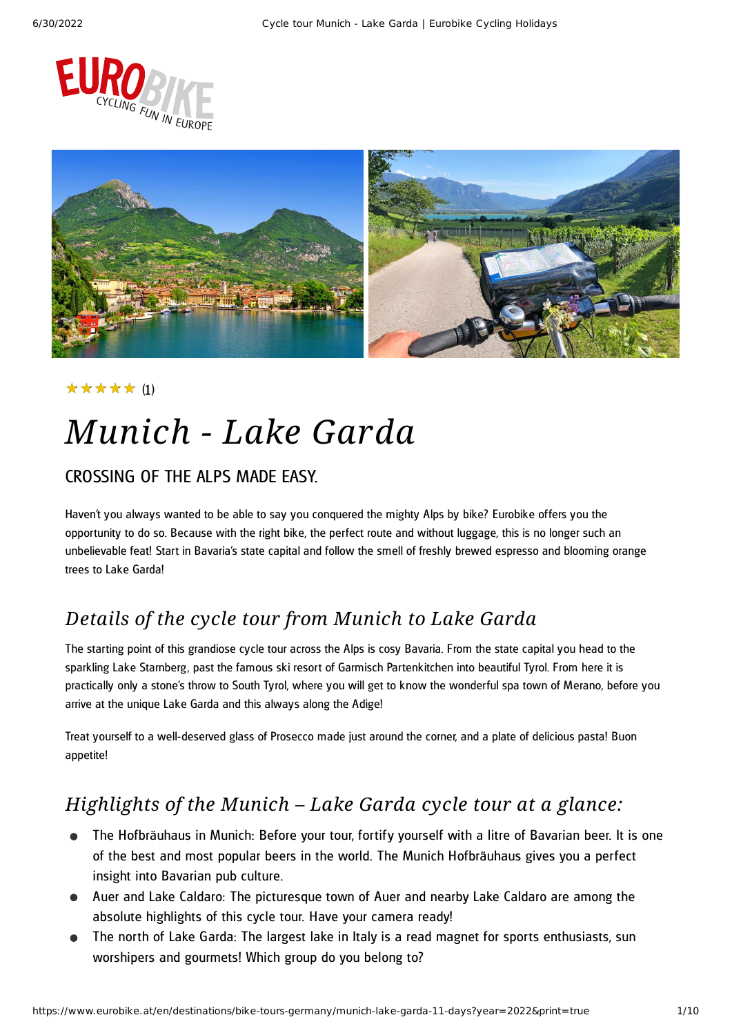★★★★★ (1)

# Munich - Lake Garda

## CROSSING OF THE ALPS MADE EASY.

Haven't you always wanted to be able to say you conquered the mighty Alps by bike? Eurobike offers you the opportunity to do so. Because with the right bike, the perfect route and without luggage, this is no longer such an unbelievable feat! Start in Bavaria's state capital and follow the smell of freshly brewed espresso and blooming orange trees to Lake Garda!

## *Details of the cycle tour from Munich to Lake Garda*

The starting point of this grandiose cycle tour across the Alps is cosy Bavaria. From the state capital you head to the sparkling Lake Starnberg, past the famous ski resort of Garmisch Partenkitchen into beautiful Tyrol. From here it is practically only a stone's throw to South Tyrol, where you will get to know the wonderful spa town of Merano, before you arrive at the unique Lake Garda and this always along the Adige!

Treat yourself to a well-deserved glass of Prosecco made just around the corner, and a plate of delicious pasta! Buon appetite!

## *Highlights of the Munich – Lake Garda cycle tour at a glance:*

- The Hofbräuhaus in Munich: Before your tour, fortify yourself with a litre of Bavarian beer. It is one of the best and most popular beers in the world. The Munich Hofbräuhaus gives you a perfect insight into Bavarian pub culture.
- Auer and Lake Caldaro: The picturesque town of Auer and nearby Lake Caldaro are among the absolute highlights of this cycle tour. Have your camera ready!
- The north of Lake Garda: The largest lake in Italy is a read magnet for sports enthusiasts, sun worshipers and gourmets! Which group do you belong to?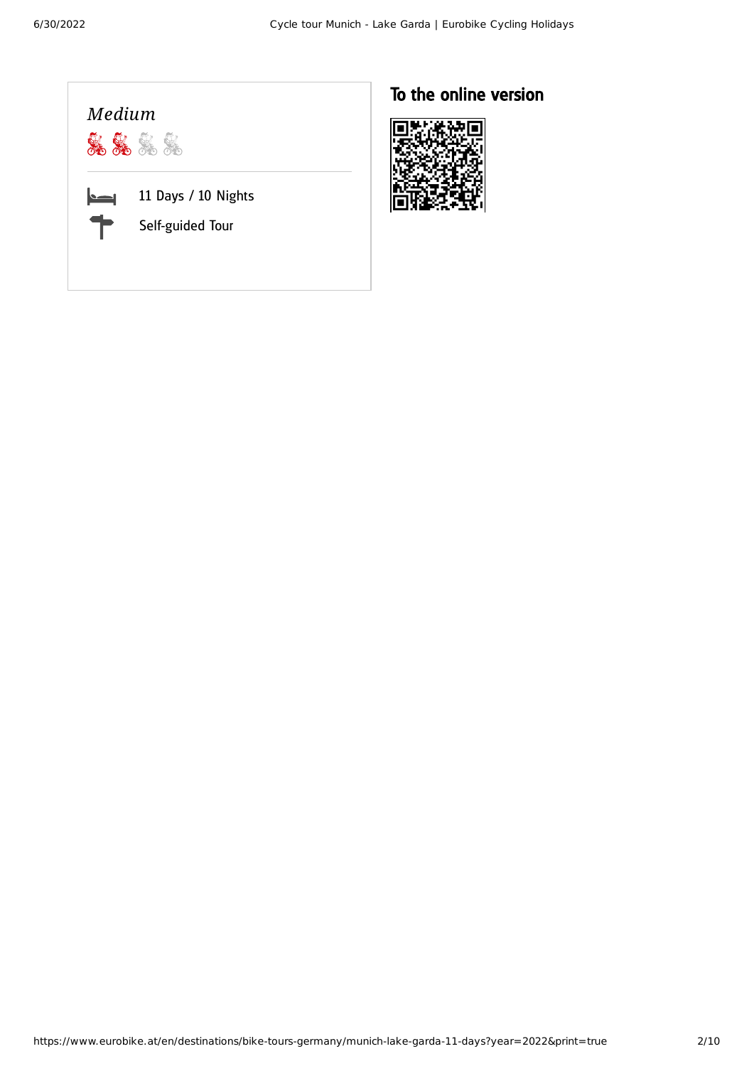*Medium*

11 Days / 10 Nights

Self-guided Tour

## To the online version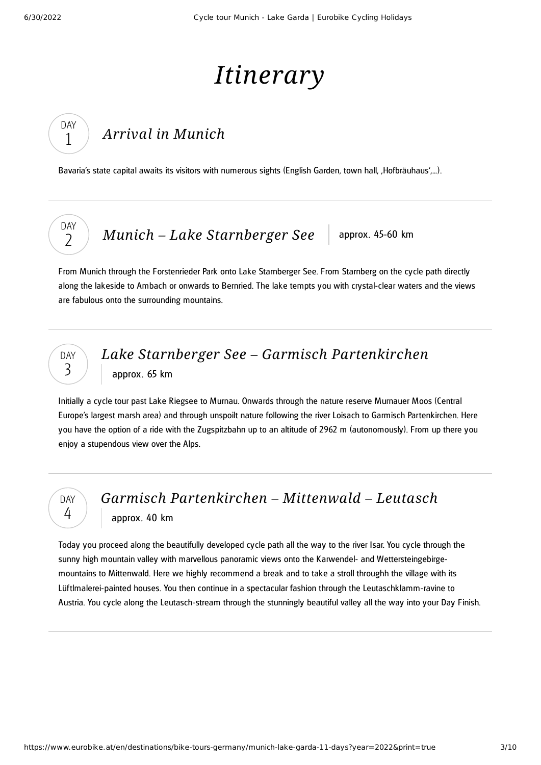# Itinerary

## DAY 1 — Arrival in Munich

Bavaria's state capital awaits its visitors with numerous sights (English Garden, town hall, ‚Hofbräuhaus',...).

---

## DAY 2 — Munich – Lake Starnberger See

approx. 45-60 km

From Munich through the Forstenrieder Park onto Lake Starnberger See. From Starnberg on the cycle path directly along the lakeside to Ambach or onwards to Bernried. The lake tempts you with crystal-clear waters and the views are fabulous onto the surrounding mountains.

---

## DAY 3 — Lake Starnberger See – Garmisch Partenkirchen

approx. 65 km

Initially a cycle tour past Lake Riegsee to Murnau. Onwards through the nature reserve Murnauer Moos (Central Europe's largest marsh area) and through unspoilt nature following the river Loisach to Garmisch Partenkirchen. Here you have the option of a ride with the Zugspitzbahn up to an altitude of 2962 m (autonomously). From up there you enjoy a stupendous view over the Alps.

---

## DAY 4 — Garmisch Partenkirchen – Mittenwald – Leutasch

approx. 40 km

Today you proceed along the beautifully developed cycle path all the way to the river Isar. You cycle through the sunny high mountain valley with marvellous panoramic views onto the Karwendel- and Wettersteingebirge-mountains to Mittenwald. Here we highly recommend a break and to take a stroll throughh the village with its Lüftlmalerei-painted houses. You then continue in a spectacular fashion through the Leutaschklamm-ravine to Austria. You cycle along the Leutasch-stream through the stunningly beautiful valley all the way into your Day Finish.

---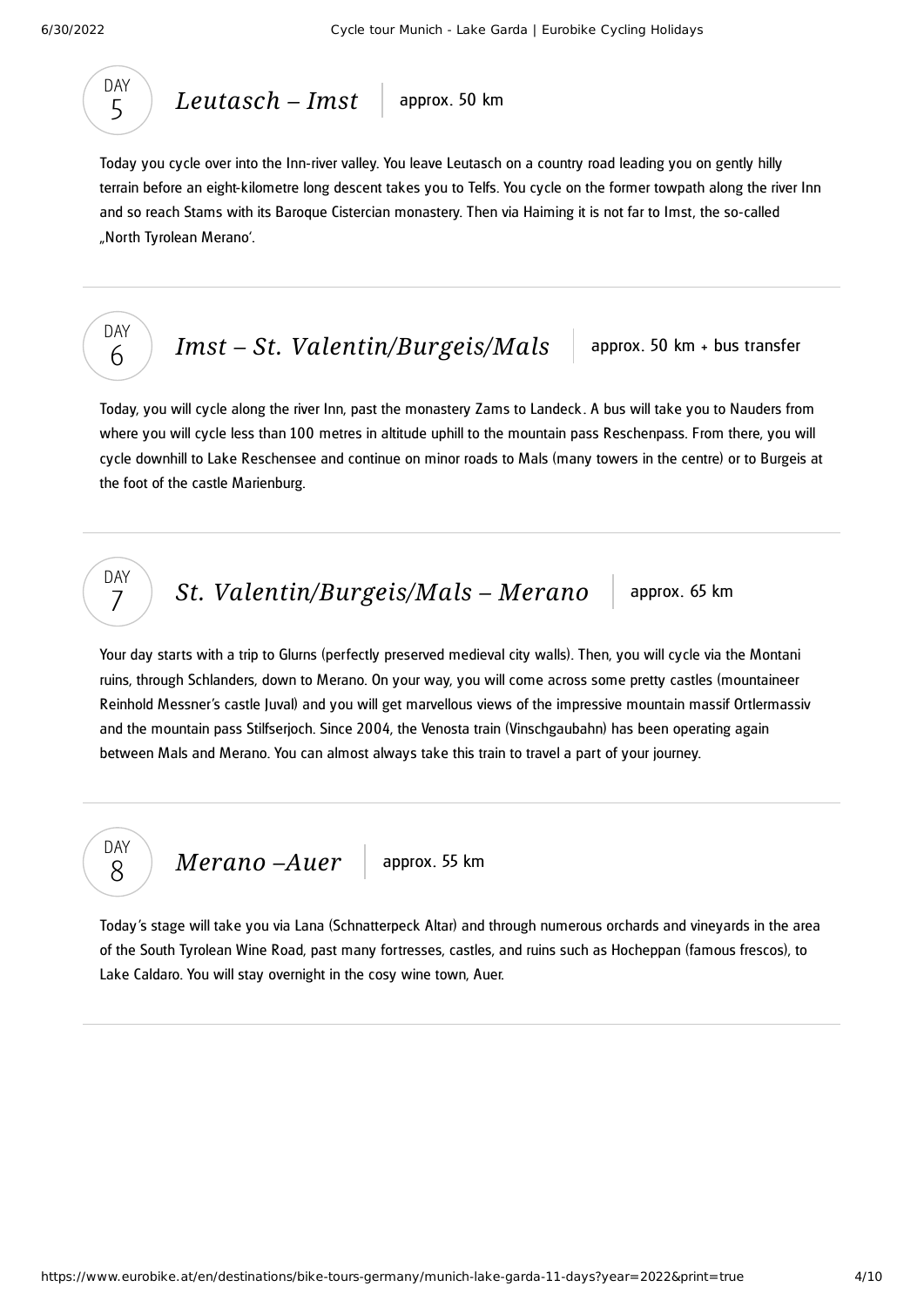## DAY 5 — *Leutasch – Imst* | approx. 50 km

Today you cycle over into the Inn-river valley. You leave Leutasch on a country road leading you on gently hilly terrain before an eight-kilometre long descent takes you to Telfs. You cycle on the former towpath along the river Inn and so reach Stams with its Baroque Cistercian monastery. Then via Haiming it is not far to Imst, the so-called „North Tyrolean Merano'.

---

## DAY 6 — *Imst – St. Valentin/Burgeis/Mals* | approx. 50 km + bus transfer

Today, you will cycle along the river Inn, past the monastery Zams to Landeck. A bus will take you to Nauders from where you will cycle less than 100 metres in altitude uphill to the mountain pass Reschenpass. From there, you will cycle downhill to Lake Reschensee and continue on minor roads to Mals (many towers in the centre) or to Burgeis at the foot of the castle Marienburg.

---

## DAY 7 — *St. Valentin/Burgeis/Mals – Merano* | approx. 65 km

Your day starts with a trip to Glurns (perfectly preserved medieval city walls). Then, you will cycle via the Montani ruins, through Schlanders, down to Merano. On your way, you will come across some pretty castles (mountaineer Reinhold Messner's castle Juval) and you will get marvellous views of the impressive mountain massif Ortlermassiv and the mountain pass Stilfserjoch. Since 2004, the Venosta train (Vinschgaubahn) has been operating again between Mals and Merano. You can almost always take this train to travel a part of your journey.

---

## DAY 8 — *Merano –Auer* | approx. 55 km

Today's stage will take you via Lana (Schnatterpeck Altar) and through numerous orchards and vineyards in the area of the South Tyrolean Wine Road, past many fortresses, castles, and ruins such as Hocheppan (famous frescos), to Lake Caldaro. You will stay overnight in the cosy wine town, Auer.

---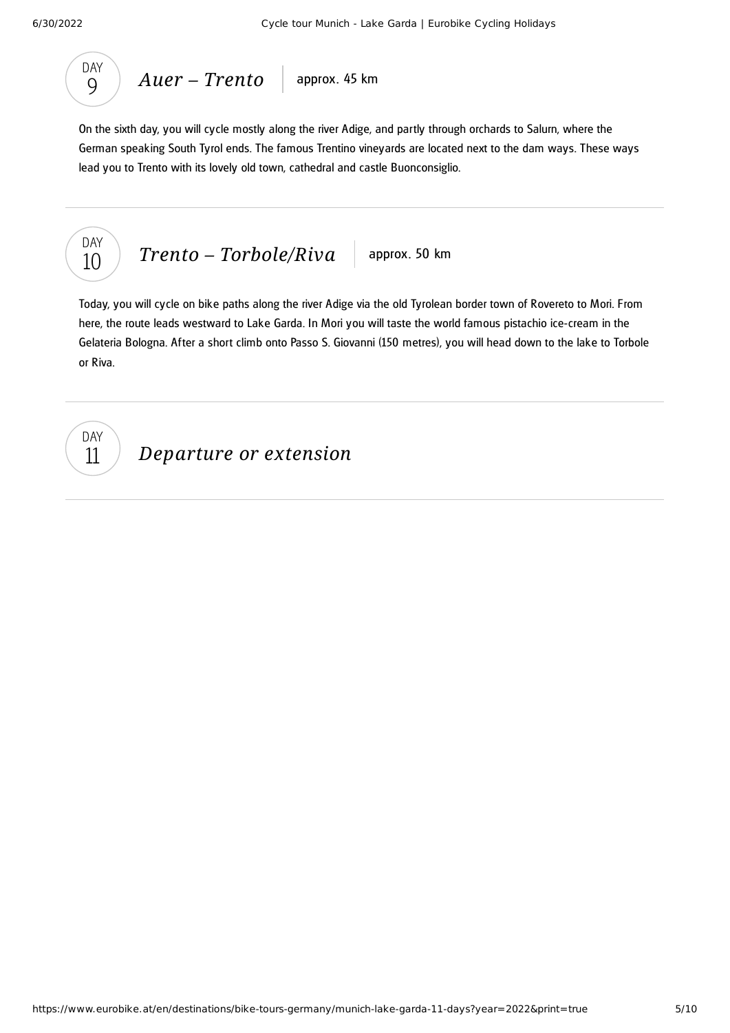## DAY 9 — *Auer – Trento* | approx. 45 km

On the sixth day, you will cycle mostly along the river Adige, and partly through orchards to Salurn, where the German speaking South Tyrol ends. The famous Trentino vineyards are located next to the dam ways. These ways lead you to Trento with its lovely old town, cathedral and castle Buonconsiglio.

---

## DAY 10 — *Trento – Torbole/Riva* | approx. 50 km

Today, you will cycle on bike paths along the river Adige via the old Tyrolean border town of Rovereto to Mori. From here, the route leads westward to Lake Garda. In Mori you will taste the world famous pistachio ice-cream in the Gelateria Bologna. After a short climb onto Passo S. Giovanni (150 metres), you will head down to the lake to Torbole or Riva.

---

## DAY 11 — *Departure or extension*

---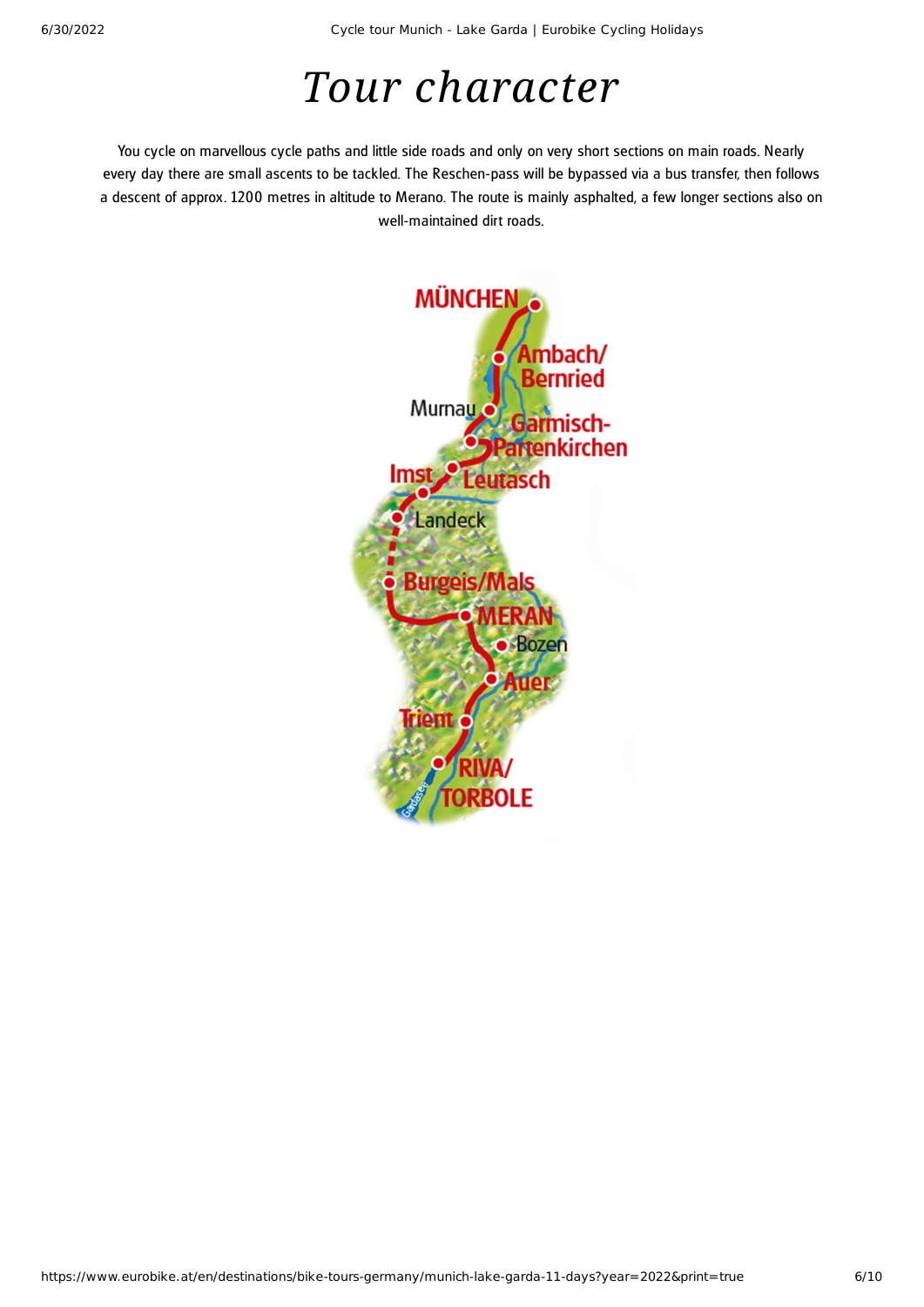# Tour character

You cycle on marvellous cycle paths and little side roads and only on very short sections on main roads. Nearly every day there are small ascents to be tackled. The Reschen-pass will be bypassed via a bus transfer, then follows a descent of approx. 1200 metres in altitude to Merano. The route is mainly asphalted, a few longer sections also on well-maintained dirt roads.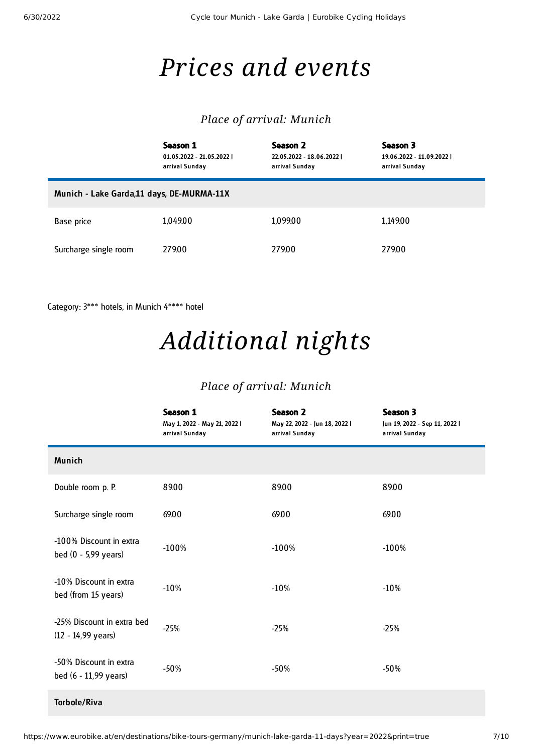# *Prices and events*

### *Place of arrival: Munich*

| | **Season 1** 01.05.2022 - 21.05.2022 \| arrival Sunday | **Season 2** 22.05.2022 - 18.06.2022 \| arrival Sunday | **Season 3** 19.06.2022 - 11.09.2022 \| arrival Sunday |
|---|---|---|---|
| **Munich - Lake Garda,11 days, DE-MURMA-11X** | | | |
| Base price | 1,049.00 | 1,099.00 | 1,149.00 |
| Surcharge single room | 279.00 | 279.00 | 279.00 |

Category: 3*** hotels, in Munich 4**** hotel

# *Additional nights*

### *Place of arrival: Munich*

| | **Season 1** May 1, 2022 - May 21, 2022 \| arrival Sunday | **Season 2** May 22, 2022 - Jun 18, 2022 \| arrival Sunday | **Season 3** Jun 19, 2022 - Sep 11, 2022 \| arrival Sunday |
|---|---|---|---|
| **Munich** | | | |
| Double room p. P. | 89.00 | 89.00 | 89.00 |
| Surcharge single room | 69.00 | 69.00 | 69.00 |
| -100% Discount in extra bed (0 - 5,99 years) | -100% | -100% | -100% |
| -10% Discount in extra bed (from 15 years) | -10% | -10% | -10% |
| -25% Discount in extra bed (12 - 14,99 years) | -25% | -25% | -25% |
| -50% Discount in extra bed (6 - 11,99 years) | -50% | -50% | -50% |
| **Torbole/Riva** | | | |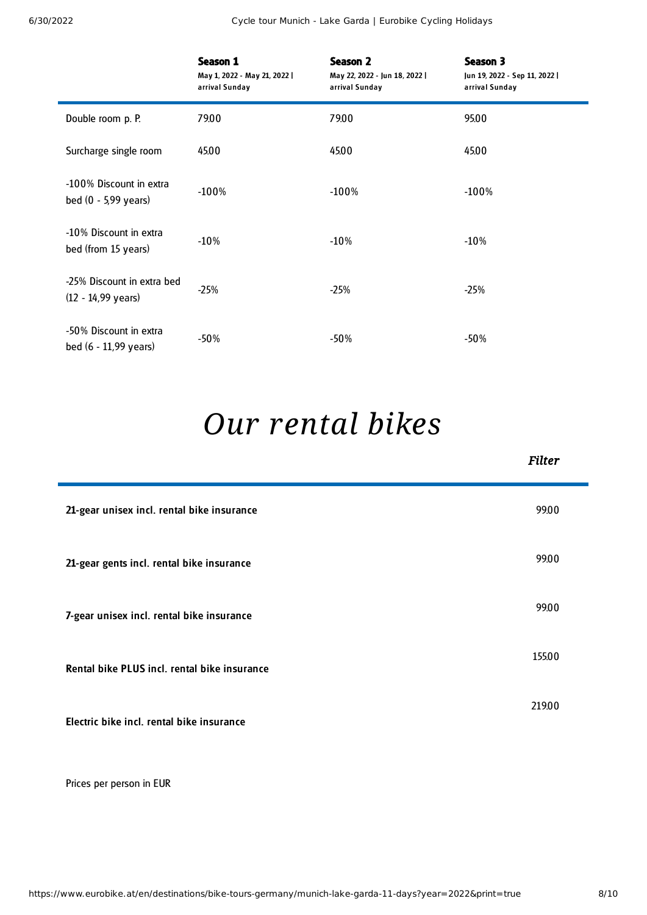| | **Season 1** May 1, 2022 - May 21, 2022 \| arrival Sunday | **Season 2** May 22, 2022 - Jun 18, 2022 \| arrival Sunday | **Season 3** Jun 19, 2022 - Sep 11, 2022 \| arrival Sunday |
|---|---|---|---|
| Double room p. P. | 79.00 | 79.00 | 95.00 |
| Surcharge single room | 45.00 | 45.00 | 45.00 |
| -100% Discount in extra bed (0 - 5,99 years) | -100% | -100% | -100% |
| -10% Discount in extra bed (from 15 years) | -10% | -10% | -10% |
| -25% Discount in extra bed (12 - 14,99 years) | -25% | -25% | -25% |
| -50% Discount in extra bed (6 - 11,99 years) | -50% | -50% | -50% |

# *Our rental bikes*

*Filter*

| | |
|---|---|
| **21-gear unisex incl. rental bike insurance** | 99.00 |
| **21-gear gents incl. rental bike insurance** | 99.00 |
| **7-gear unisex incl. rental bike insurance** | 99.00 |
| **Rental bike PLUS incl. rental bike insurance** | 155.00 |
| **Electric bike incl. rental bike insurance** | 219.00 |

Prices per person in EUR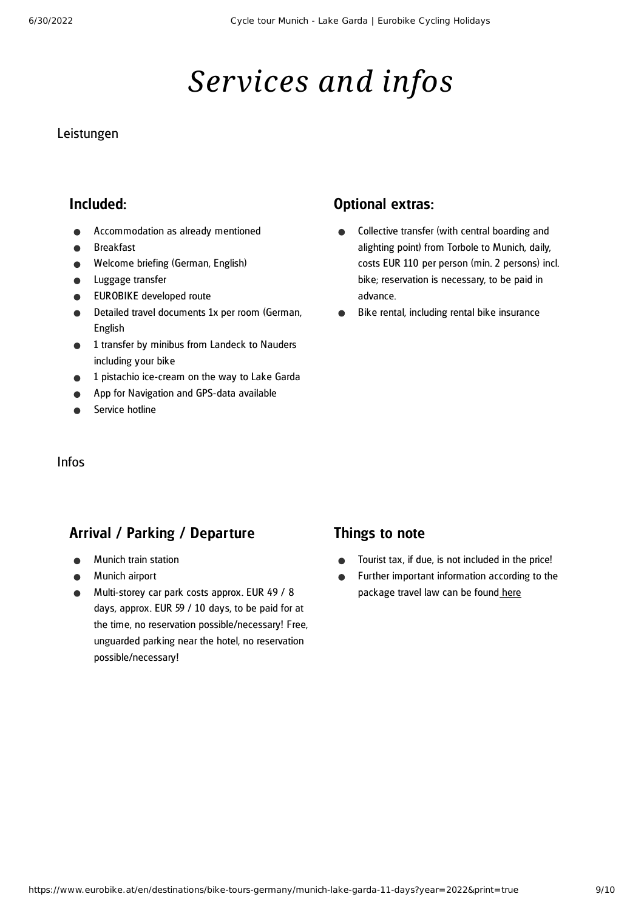# *Services and infos*

Leistungen

## Included:

- Accommodation as already mentioned
- Breakfast
- Welcome briefing (German, English)
- Luggage transfer
- EUROBIKE developed route
- Detailed travel documents 1x per room (German, English
- 1 transfer by minibus from Landeck to Nauders including your bike
- 1 pistachio ice-cream on the way to Lake Garda
- App for Navigation and GPS-data available
- Service hotline

## Optional extras:

- Collective transfer (with central boarding and alighting point) from Torbole to Munich, daily, costs EUR 110 per person (min. 2 persons) incl. bike; reservation is necessary, to be paid in advance.
- Bike rental, including rental bike insurance

Infos

## Arrival / Parking / Departure

- Munich train station
- Munich airport
- Multi-storey car park costs approx. EUR 49 / 8 days, approx. EUR 59 / 10 days, to be paid for at the time, no reservation possible/necessary! Free, unguarded parking near the hotel, no reservation possible/necessary!

## Things to note

- Tourist tax, if due, is not included in the price!
- Further important information according to the package travel law can be found here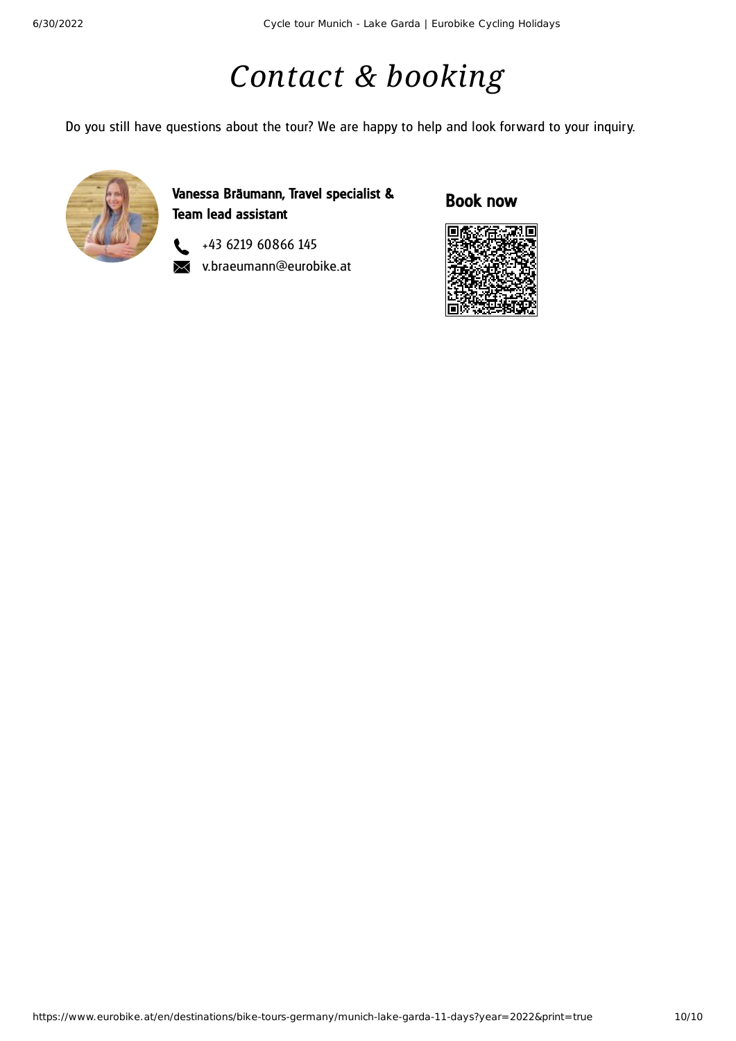# *Contact & booking*

Do you still have questions about the tour? We are happy to help and look forward to your inquiry.

**Vanessa Bräumann, Travel specialist & Team lead assistant**

+43 6219 60866 145

v.braeumann@eurobike.at

## Book now